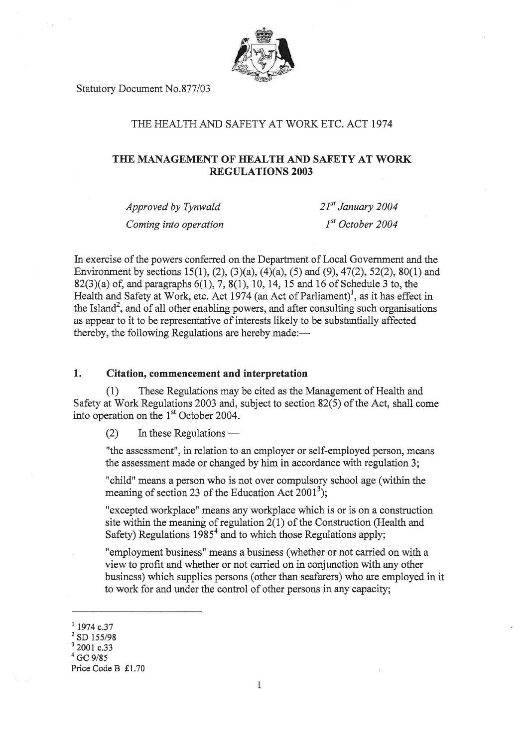Statutory Document No.877/03

THE HEALTH AND SAFETY AT WORK ETC. ACT 1974

# THE MANAGEMENT OF HEALTH AND SAFETY AT WORK REGULATIONS 2003

| | |
|---|---|
| *Approved by Tynwald* | *21st January 2004* |
| *Coming into operation* | *1st October 2004* |

In exercise of the powers conferred on the Department of Local Government and the Environment by sections 15(1), (2), (3)(a), (4)(a), (5) and (9), 47(2), 52(2), 80(1) and 82(3)(a) of, and paragraphs 6(1), 7, 8(1), 10, 14, 15 and 16 of Schedule 3 to, the Health and Safety at Work, etc. Act 1974 (an Act of Parliament)[1], as it has effect in the Island[2], and of all other enabling powers, and after consulting such organisations as appear to it to be representative of interests likely to be substantially affected thereby, the following Regulations are hereby made:—

## 1. Citation, commencement and interpretation

(1) These Regulations may be cited as the Management of Health and Safety at Work Regulations 2003 and, subject to section 82(5) of the Act, shall come into operation on the 1st October 2004.

(2) In these Regulations —

"the assessment", in relation to an employer or self-employed person, means the assessment made or changed by him in accordance with regulation 3;

"child" means a person who is not over compulsory school age (within the meaning of section 23 of the Education Act 2001[3]);

"excepted workplace" means any workplace which is or is on a construction site within the meaning of regulation 2(1) of the Construction (Health and Safety) Regulations 1985[4] and to which those Regulations apply;

"employment business" means a business (whether or not carried on with a view to profit and whether or not carried on in conjunction with any other business) which supplies persons (other than seafarers) who are employed in it to work for and under the control of other persons in any capacity;

---

[1] 1974 c.37
[2] SD 155/98
[3] 2001 c.33
[4] GC 9/85

Price Code B £1.70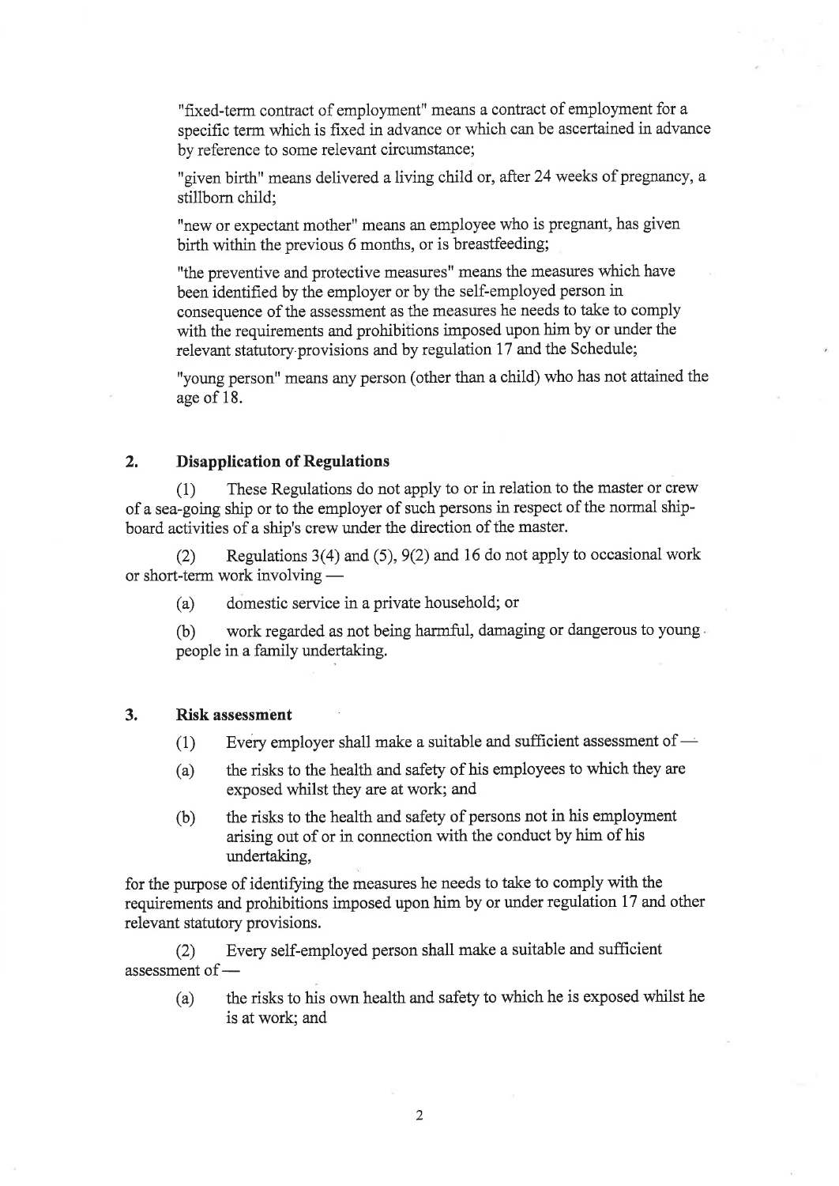"fixed-term contract of employment" means a contract of employment for a specific term which is fixed in advance or which can be ascertained in advance by reference to some relevant circumstance;

"given birth" means delivered a living child or, after 24 weeks of pregnancy, a stillborn child;

"new or expectant mother" means an employee who is pregnant, has given birth within the previous 6 months, or is breastfeeding;

"the preventive and protective measures" means the measures which have been identified by the employer or by the self-employed person in consequence of the assessment as the measures he needs to take to comply with the requirements and prohibitions imposed upon him by or under the relevant statutory provisions and by regulation 17 and the Schedule;

"young person" means any person (other than a child) who has not attained the age of 18.

## 2. Disapplication of Regulations

(1) These Regulations do not apply to or in relation to the master or crew of a sea-going ship or to the employer of such persons in respect of the normal ship-board activities of a ship's crew under the direction of the master.

(2) Regulations 3(4) and (5), 9(2) and 16 do not apply to occasional work or short-term work involving —

(a) domestic service in a private household; or

(b) work regarded as not being harmful, damaging or dangerous to young people in a family undertaking.

## 3. Risk assessment

(1) Every employer shall make a suitable and sufficient assessment of —

(a) the risks to the health and safety of his employees to which they are exposed whilst they are at work; and

(b) the risks to the health and safety of persons not in his employment arising out of or in connection with the conduct by him of his undertaking,

for the purpose of identifying the measures he needs to take to comply with the requirements and prohibitions imposed upon him by or under regulation 17 and other relevant statutory provisions.

(2) Every self-employed person shall make a suitable and sufficient assessment of —

(a) the risks to his own health and safety to which he is exposed whilst he is at work; and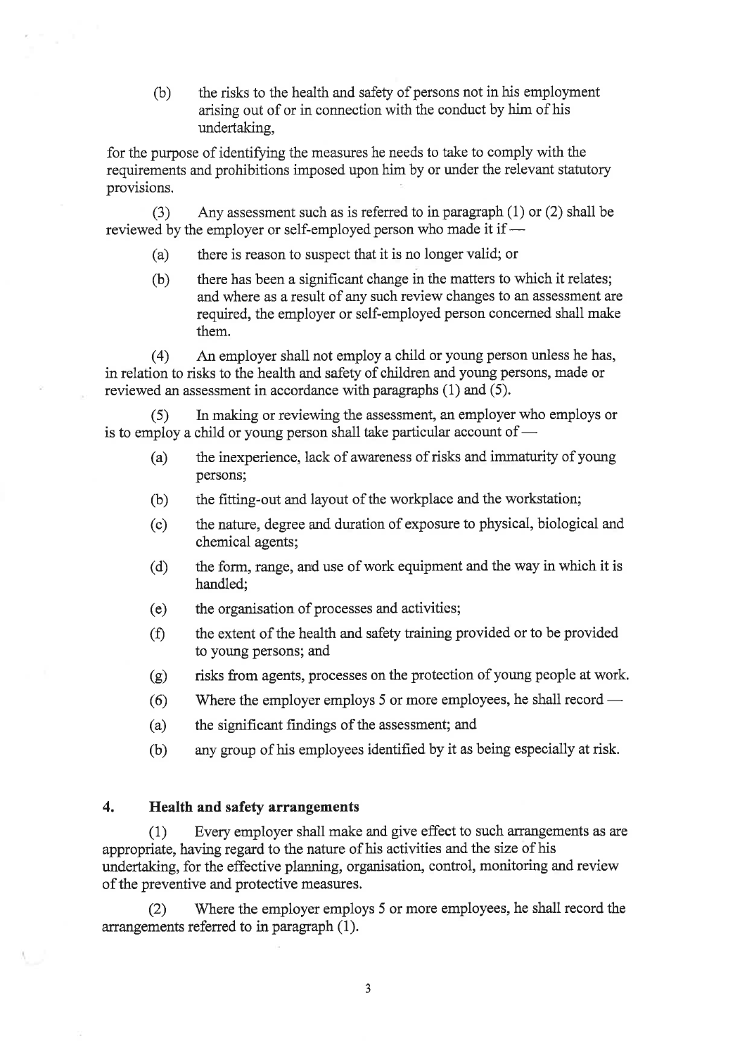(b) the risks to the health and safety of persons not in his employment arising out of or in connection with the conduct by him of his undertaking,

for the purpose of identifying the measures he needs to take to comply with the requirements and prohibitions imposed upon him by or under the relevant statutory provisions.

(3) Any assessment such as is referred to in paragraph (1) or (2) shall be reviewed by the employer or self-employed person who made it if —

(a) there is reason to suspect that it is no longer valid; or

(b) there has been a significant change in the matters to which it relates; and where as a result of any such review changes to an assessment are required, the employer or self-employed person concerned shall make them.

(4) An employer shall not employ a child or young person unless he has, in relation to risks to the health and safety of children and young persons, made or reviewed an assessment in accordance with paragraphs (1) and (5).

(5) In making or reviewing the assessment, an employer who employs or is to employ a child or young person shall take particular account of —

(a) the inexperience, lack of awareness of risks and immaturity of young persons;

(b) the fitting-out and layout of the workplace and the workstation;

(c) the nature, degree and duration of exposure to physical, biological and chemical agents;

(d) the form, range, and use of work equipment and the way in which it is handled;

(e) the organisation of processes and activities;

(f) the extent of the health and safety training provided or to be provided to young persons; and

(g) risks from agents, processes on the protection of young people at work.

(6) Where the employer employs 5 or more employees, he shall record —

(a) the significant findings of the assessment; and

(b) any group of his employees identified by it as being especially at risk.

## 4. Health and safety arrangements

(1) Every employer shall make and give effect to such arrangements as are appropriate, having regard to the nature of his activities and the size of his undertaking, for the effective planning, organisation, control, monitoring and review of the preventive and protective measures.

(2) Where the employer employs 5 or more employees, he shall record the arrangements referred to in paragraph (1).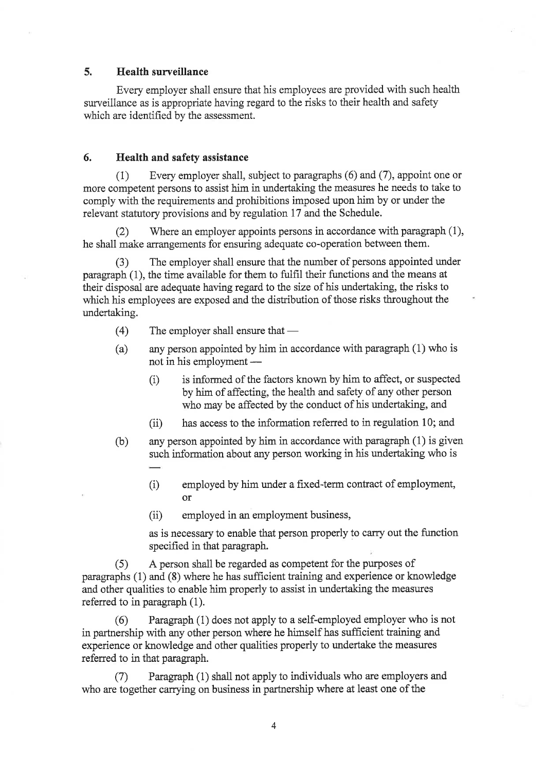## 5. Health surveillance

Every employer shall ensure that his employees are provided with such health surveillance as is appropriate having regard to the risks to their health and safety which are identified by the assessment.

## 6. Health and safety assistance

(1) Every employer shall, subject to paragraphs (6) and (7), appoint one or more competent persons to assist him in undertaking the measures he needs to take to comply with the requirements and prohibitions imposed upon him by or under the relevant statutory provisions and by regulation 17 and the Schedule.

(2) Where an employer appoints persons in accordance with paragraph (1), he shall make arrangements for ensuring adequate co-operation between them.

(3) The employer shall ensure that the number of persons appointed under paragraph (1), the time available for them to fulfil their functions and the means at their disposal are adequate having regard to the size of his undertaking, the risks to which his employees are exposed and the distribution of those risks throughout the undertaking.

(4) The employer shall ensure that —

(a) any person appointed by him in accordance with paragraph (1) who is not in his employment —

- (i) is informed of the factors known by him to affect, or suspected by him of affecting, the health and safety of any other person who may be affected by the conduct of his undertaking, and
- (ii) has access to the information referred to in regulation 10; and

(b) any person appointed by him in accordance with paragraph (1) is given such information about any person working in his undertaking who is —

- (i) employed by him under a fixed-term contract of employment, or
- (ii) employed in an employment business,

as is necessary to enable that person properly to carry out the function specified in that paragraph.

(5) A person shall be regarded as competent for the purposes of paragraphs (1) and (8) where he has sufficient training and experience or knowledge and other qualities to enable him properly to assist in undertaking the measures referred to in paragraph (1).

(6) Paragraph (1) does not apply to a self-employed employer who is not in partnership with any other person where he himself has sufficient training and experience or knowledge and other qualities properly to undertake the measures referred to in that paragraph.

(7) Paragraph (1) shall not apply to individuals who are employers and who are together carrying on business in partnership where at least one of the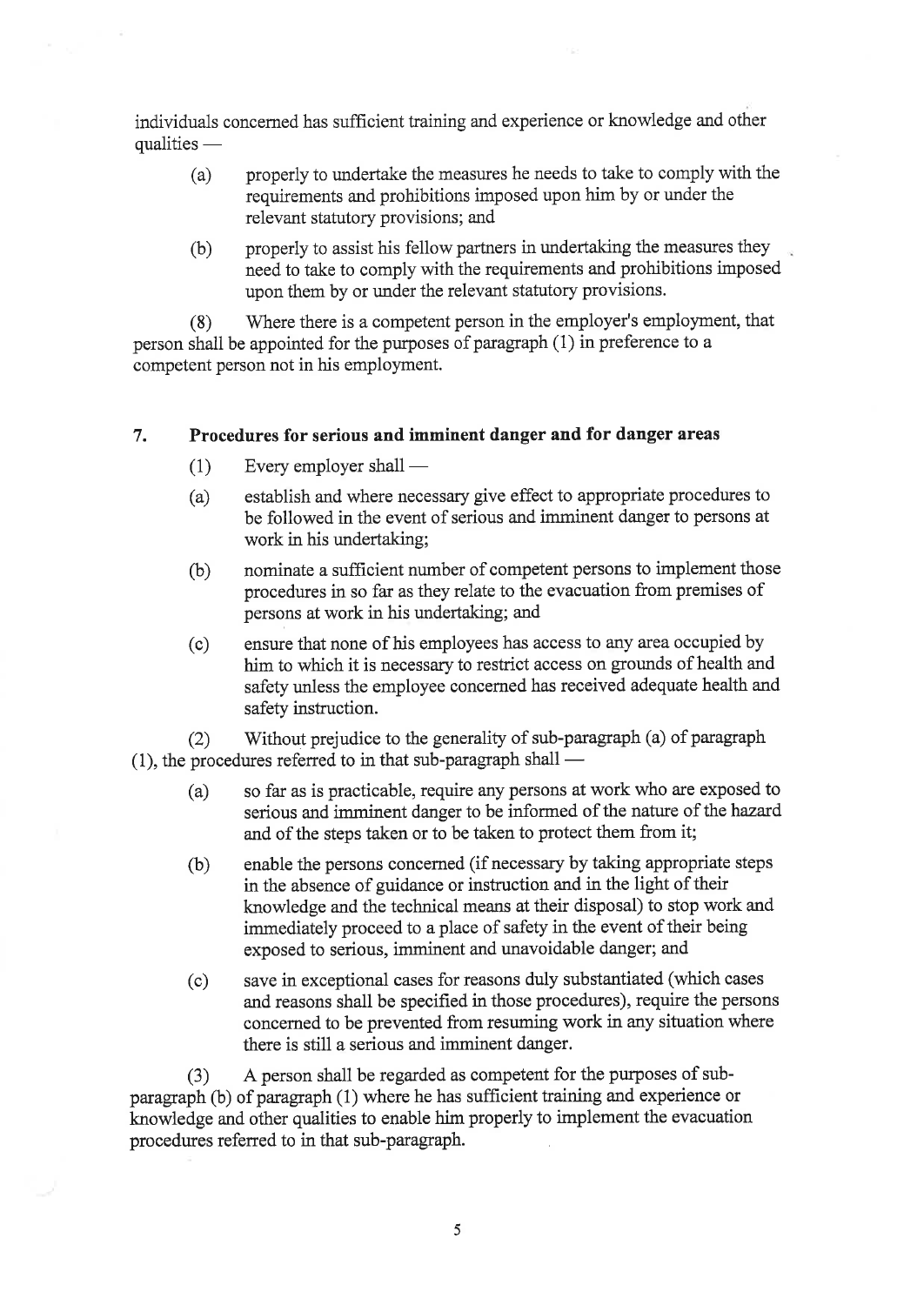individuals concerned has sufficient training and experience or knowledge and other qualities —

(a) properly to undertake the measures he needs to take to comply with the requirements and prohibitions imposed upon him by or under the relevant statutory provisions; and

(b) properly to assist his fellow partners in undertaking the measures they need to take to comply with the requirements and prohibitions imposed upon them by or under the relevant statutory provisions.

(8) Where there is a competent person in the employer's employment, that person shall be appointed for the purposes of paragraph (1) in preference to a competent person not in his employment.

## 7. Procedures for serious and imminent danger and for danger areas

(1) Every employer shall —

(a) establish and where necessary give effect to appropriate procedures to be followed in the event of serious and imminent danger to persons at work in his undertaking;

(b) nominate a sufficient number of competent persons to implement those procedures in so far as they relate to the evacuation from premises of persons at work in his undertaking; and

(c) ensure that none of his employees has access to any area occupied by him to which it is necessary to restrict access on grounds of health and safety unless the employee concerned has received adequate health and safety instruction.

(2) Without prejudice to the generality of sub-paragraph (a) of paragraph (1), the procedures referred to in that sub-paragraph shall —

(a) so far as is practicable, require any persons at work who are exposed to serious and imminent danger to be informed of the nature of the hazard and of the steps taken or to be taken to protect them from it;

(b) enable the persons concerned (if necessary by taking appropriate steps in the absence of guidance or instruction and in the light of their knowledge and the technical means at their disposal) to stop work and immediately proceed to a place of safety in the event of their being exposed to serious, imminent and unavoidable danger; and

(c) save in exceptional cases for reasons duly substantiated (which cases and reasons shall be specified in those procedures), require the persons concerned to be prevented from resuming work in any situation where there is still a serious and imminent danger.

(3) A person shall be regarded as competent for the purposes of sub-paragraph (b) of paragraph (1) where he has sufficient training and experience or knowledge and other qualities to enable him properly to implement the evacuation procedures referred to in that sub-paragraph.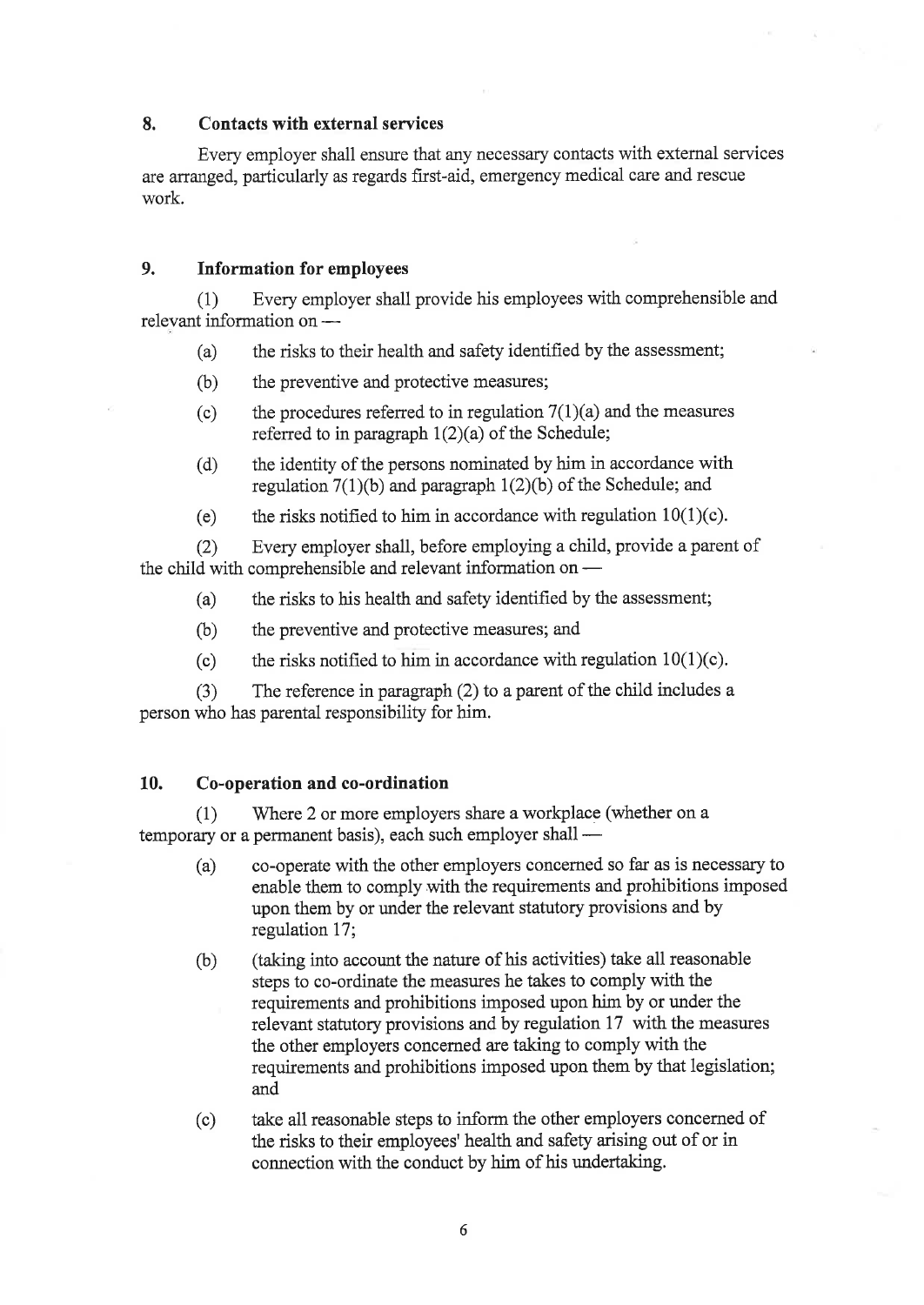## 8. Contacts with external services

Every employer shall ensure that any necessary contacts with external services are arranged, particularly as regards first-aid, emergency medical care and rescue work.

## 9. Information for employees

(1) Every employer shall provide his employees with comprehensible and relevant information on —

- (a) the risks to their health and safety identified by the assessment;
- (b) the preventive and protective measures;
- (c) the procedures referred to in regulation 7(1)(a) and the measures referred to in paragraph 1(2)(a) of the Schedule;
- (d) the identity of the persons nominated by him in accordance with regulation 7(1)(b) and paragraph 1(2)(b) of the Schedule; and
- (e) the risks notified to him in accordance with regulation 10(1)(c).

(2) Every employer shall, before employing a child, provide a parent of the child with comprehensible and relevant information on —

- (a) the risks to his health and safety identified by the assessment;
- (b) the preventive and protective measures; and
- (c) the risks notified to him in accordance with regulation 10(1)(c).

(3) The reference in paragraph (2) to a parent of the child includes a person who has parental responsibility for him.

## 10. Co-operation and co-ordination

(1) Where 2 or more employers share a workplace (whether on a temporary or a permanent basis), each such employer shall —

- (a) co-operate with the other employers concerned so far as is necessary to enable them to comply with the requirements and prohibitions imposed upon them by or under the relevant statutory provisions and by regulation 17;
- (b) (taking into account the nature of his activities) take all reasonable steps to co-ordinate the measures he takes to comply with the requirements and prohibitions imposed upon him by or under the relevant statutory provisions and by regulation 17 with the measures the other employers concerned are taking to comply with the requirements and prohibitions imposed upon them by that legislation; and
- (c) take all reasonable steps to inform the other employers concerned of the risks to their employees' health and safety arising out of or in connection with the conduct by him of his undertaking.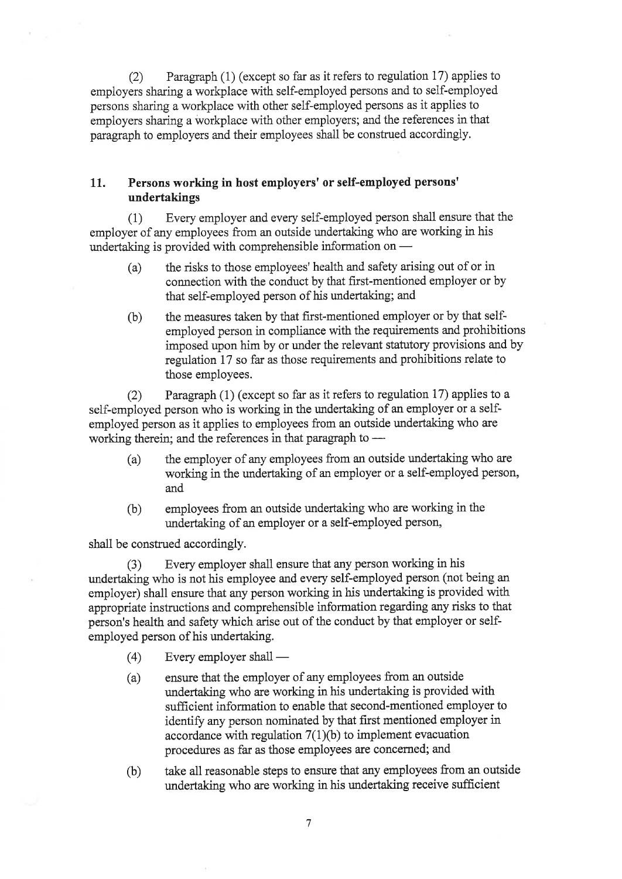(2) Paragraph (1) (except so far as it refers to regulation 17) applies to employers sharing a workplace with self-employed persons and to self-employed persons sharing a workplace with other self-employed persons as it applies to employers sharing a workplace with other employers; and the references in that paragraph to employers and their employees shall be construed accordingly.

## 11. Persons working in host employers' or self-employed persons' undertakings

(1) Every employer and every self-employed person shall ensure that the employer of any employees from an outside undertaking who are working in his undertaking is provided with comprehensible information on —

(a) the risks to those employees' health and safety arising out of or in connection with the conduct by that first-mentioned employer or by that self-employed person of his undertaking; and

(b) the measures taken by that first-mentioned employer or by that self-employed person in compliance with the requirements and prohibitions imposed upon him by or under the relevant statutory provisions and by regulation 17 so far as those requirements and prohibitions relate to those employees.

(2) Paragraph (1) (except so far as it refers to regulation 17) applies to a self-employed person who is working in the undertaking of an employer or a self-employed person as it applies to employees from an outside undertaking who are working therein; and the references in that paragraph to —

(a) the employer of any employees from an outside undertaking who are working in the undertaking of an employer or a self-employed person, and

(b) employees from an outside undertaking who are working in the undertaking of an employer or a self-employed person,

shall be construed accordingly.

(3) Every employer shall ensure that any person working in his undertaking who is not his employee and every self-employed person (not being an employer) shall ensure that any person working in his undertaking is provided with appropriate instructions and comprehensible information regarding any risks to that person's health and safety which arise out of the conduct by that employer or self-employed person of his undertaking.

(4) Every employer shall —

(a) ensure that the employer of any employees from an outside undertaking who are working in his undertaking is provided with sufficient information to enable that second-mentioned employer to identify any person nominated by that first mentioned employer in accordance with regulation 7(1)(b) to implement evacuation procedures as far as those employees are concerned; and

(b) take all reasonable steps to ensure that any employees from an outside undertaking who are working in his undertaking receive sufficient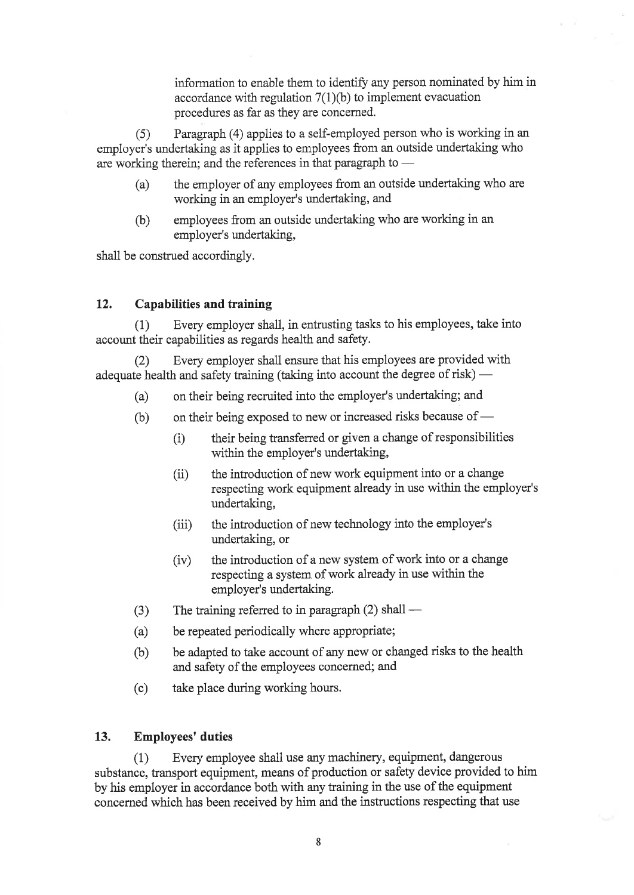information to enable them to identify any person nominated by him in accordance with regulation 7(1)(b) to implement evacuation procedures as far as they are concerned.

(5) Paragraph (4) applies to a self-employed person who is working in an employer's undertaking as it applies to employees from an outside undertaking who are working therein; and the references in that paragraph to —

(a) the employer of any employees from an outside undertaking who are working in an employer's undertaking, and

(b) employees from an outside undertaking who are working in an employer's undertaking,

shall be construed accordingly.

## 12. Capabilities and training

(1) Every employer shall, in entrusting tasks to his employees, take into account their capabilities as regards health and safety.

(2) Every employer shall ensure that his employees are provided with adequate health and safety training (taking into account the degree of risk) —

(a) on their being recruited into the employer's undertaking; and

(b) on their being exposed to new or increased risks because of —

  (i) their being transferred or given a change of responsibilities within the employer's undertaking,

  (ii) the introduction of new work equipment into or a change respecting work equipment already in use within the employer's undertaking,

  (iii) the introduction of new technology into the employer's undertaking, or

  (iv) the introduction of a new system of work into or a change respecting a system of work already in use within the employer's undertaking.

(3) The training referred to in paragraph (2) shall —

(a) be repeated periodically where appropriate;

(b) be adapted to take account of any new or changed risks to the health and safety of the employees concerned; and

(c) take place during working hours.

## 13. Employees' duties

(1) Every employee shall use any machinery, equipment, dangerous substance, transport equipment, means of production or safety device provided to him by his employer in accordance both with any training in the use of the equipment concerned which has been received by him and the instructions respecting that use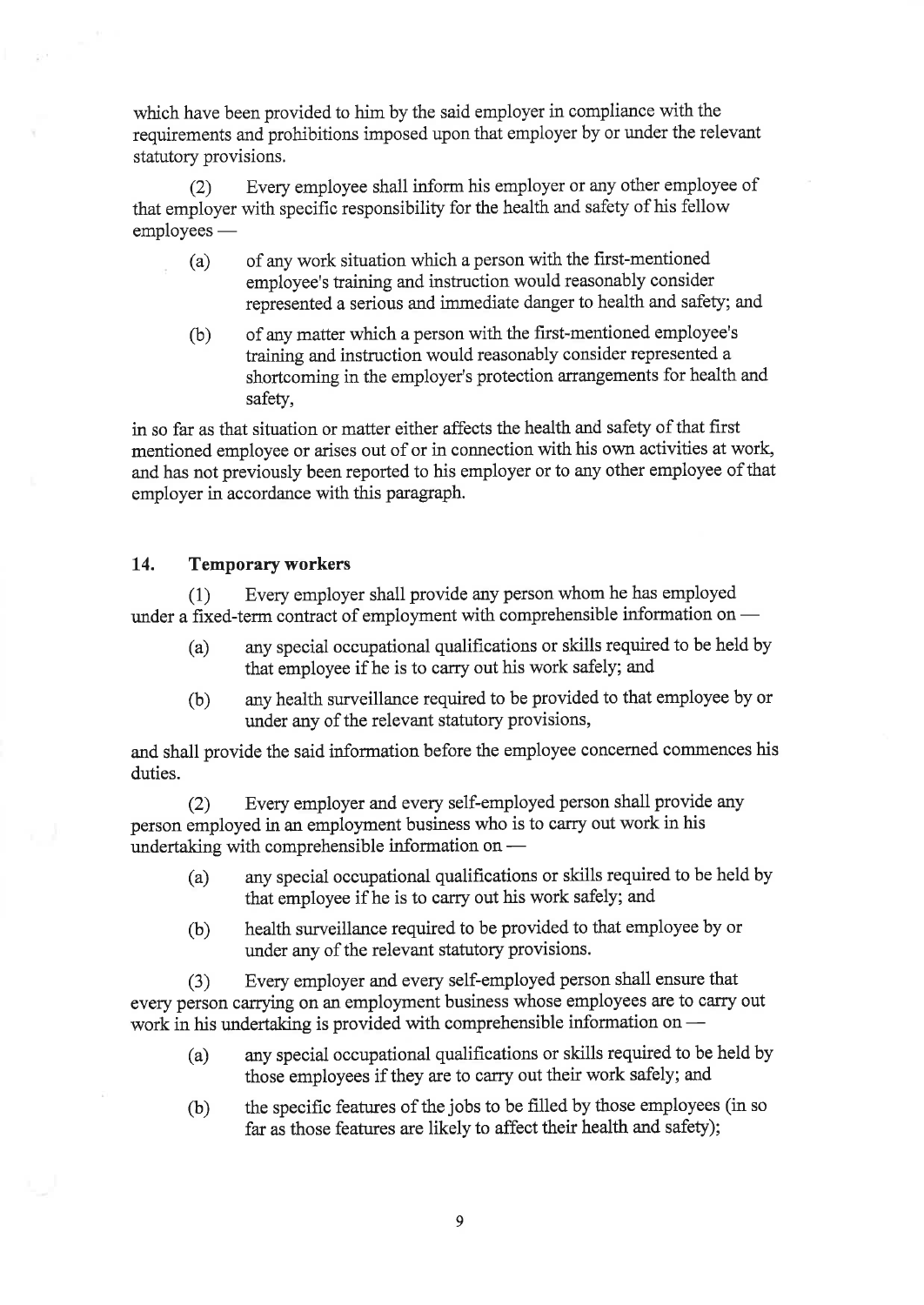which have been provided to him by the said employer in compliance with the requirements and prohibitions imposed upon that employer by or under the relevant statutory provisions.

(2) Every employee shall inform his employer or any other employee of that employer with specific responsibility for the health and safety of his fellow employees —

- (a) of any work situation which a person with the first-mentioned employee's training and instruction would reasonably consider represented a serious and immediate danger to health and safety; and
- (b) of any matter which a person with the first-mentioned employee's training and instruction would reasonably consider represented a shortcoming in the employer's protection arrangements for health and safety,

in so far as that situation or matter either affects the health and safety of that first mentioned employee or arises out of or in connection with his own activities at work, and has not previously been reported to his employer or to any other employee of that employer in accordance with this paragraph.

## 14. Temporary workers

(1) Every employer shall provide any person whom he has employed under a fixed-term contract of employment with comprehensible information on —

- (a) any special occupational qualifications or skills required to be held by that employee if he is to carry out his work safely; and
- (b) any health surveillance required to be provided to that employee by or under any of the relevant statutory provisions,

and shall provide the said information before the employee concerned commences his duties.

(2) Every employer and every self-employed person shall provide any person employed in an employment business who is to carry out work in his undertaking with comprehensible information on —

- (a) any special occupational qualifications or skills required to be held by that employee if he is to carry out his work safely; and
- (b) health surveillance required to be provided to that employee by or under any of the relevant statutory provisions.

(3) Every employer and every self-employed person shall ensure that every person carrying on an employment business whose employees are to carry out work in his undertaking is provided with comprehensible information on —

- (a) any special occupational qualifications or skills required to be held by those employees if they are to carry out their work safely; and
- (b) the specific features of the jobs to be filled by those employees (in so far as those features are likely to affect their health and safety);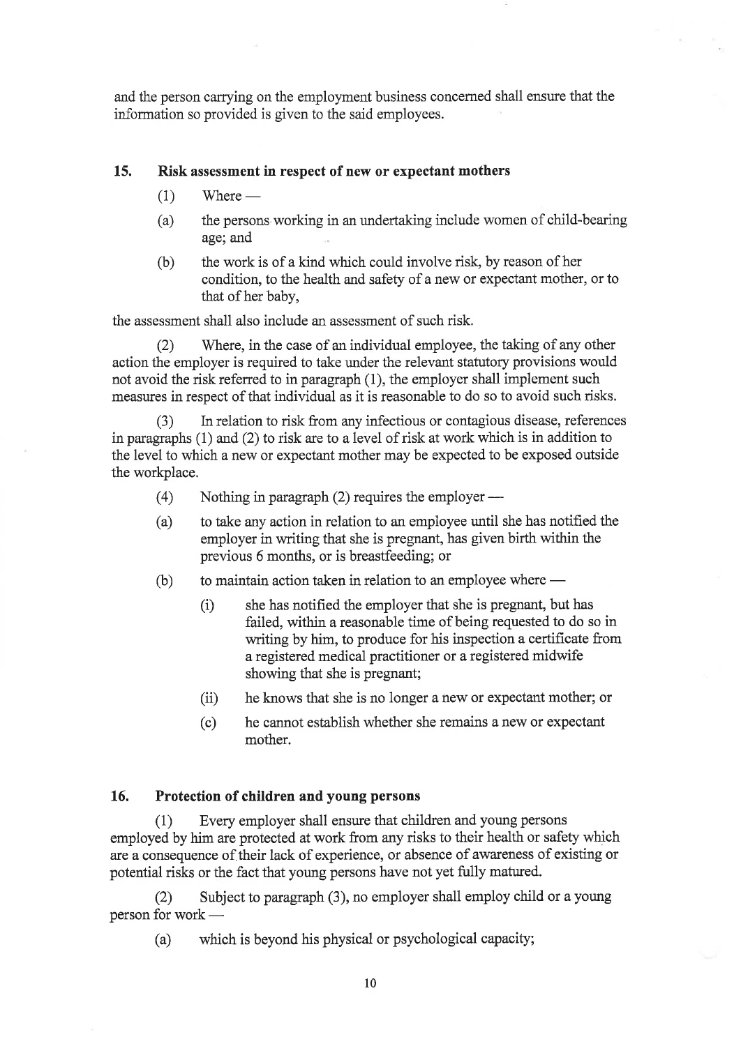and the person carrying on the employment business concerned shall ensure that the information so provided is given to the said employees.

### 15. Risk assessment in respect of new or expectant mothers

(1) Where —

(a) the persons working in an undertaking include women of child-bearing age; and

(b) the work is of a kind which could involve risk, by reason of her condition, to the health and safety of a new or expectant mother, or to that of her baby,

the assessment shall also include an assessment of such risk.

(2) Where, in the case of an individual employee, the taking of any other action the employer is required to take under the relevant statutory provisions would not avoid the risk referred to in paragraph (1), the employer shall implement such measures in respect of that individual as it is reasonable to do so to avoid such risks.

(3) In relation to risk from any infectious or contagious disease, references in paragraphs (1) and (2) to risk are to a level of risk at work which is in addition to the level to which a new or expectant mother may be expected to be exposed outside the workplace.

(4) Nothing in paragraph (2) requires the employer —

(a) to take any action in relation to an employee until she has notified the employer in writing that she is pregnant, has given birth within the previous 6 months, or is breastfeeding; or

(b) to maintain action taken in relation to an employee where —

(i) she has notified the employer that she is pregnant, but has failed, within a reasonable time of being requested to do so in writing by him, to produce for his inspection a certificate from a registered medical practitioner or a registered midwife showing that she is pregnant;

(ii) he knows that she is no longer a new or expectant mother; or

(c) he cannot establish whether she remains a new or expectant mother.

### 16. Protection of children and young persons

(1) Every employer shall ensure that children and young persons employed by him are protected at work from any risks to their health or safety which are a consequence of their lack of experience, or absence of awareness of existing or potential risks or the fact that young persons have not yet fully matured.

(2) Subject to paragraph (3), no employer shall employ child or a young person for work —

(a) which is beyond his physical or psychological capacity;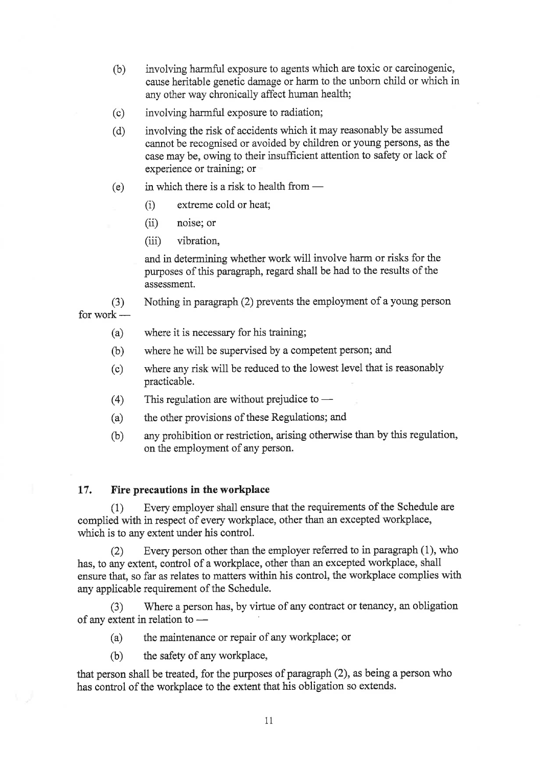(b) involving harmful exposure to agents which are toxic or carcinogenic, cause heritable genetic damage or harm to the unborn child or which in any other way chronically affect human health;

(c) involving harmful exposure to radiation;

(d) involving the risk of accidents which it may reasonably be assumed cannot be recognised or avoided by children or young persons, as the case may be, owing to their insufficient attention to safety or lack of experience or training; or

(e) in which there is a risk to health from —

(i) extreme cold or heat;

(ii) noise; or

(iii) vibration,

and in determining whether work will involve harm or risks for the purposes of this paragraph, regard shall be had to the results of the assessment.

(3) Nothing in paragraph (2) prevents the employment of a young person for work —

(a) where it is necessary for his training;

(b) where he will be supervised by a competent person; and

(c) where any risk will be reduced to the lowest level that is reasonably practicable.

(4) This regulation are without prejudice to —

(a) the other provisions of these Regulations; and

(b) any prohibition or restriction, arising otherwise than by this regulation, on the employment of any person.

### 17. Fire precautions in the workplace

(1) Every employer shall ensure that the requirements of the Schedule are complied with in respect of every workplace, other than an excepted workplace, which is to any extent under his control.

(2) Every person other than the employer referred to in paragraph (1), who has, to any extent, control of a workplace, other than an excepted workplace, shall ensure that, so far as relates to matters within his control, the workplace complies with any applicable requirement of the Schedule.

(3) Where a person has, by virtue of any contract or tenancy, an obligation of any extent in relation to —

(a) the maintenance or repair of any workplace; or

(b) the safety of any workplace,

that person shall be treated, for the purposes of paragraph (2), as being a person who has control of the workplace to the extent that his obligation so extends.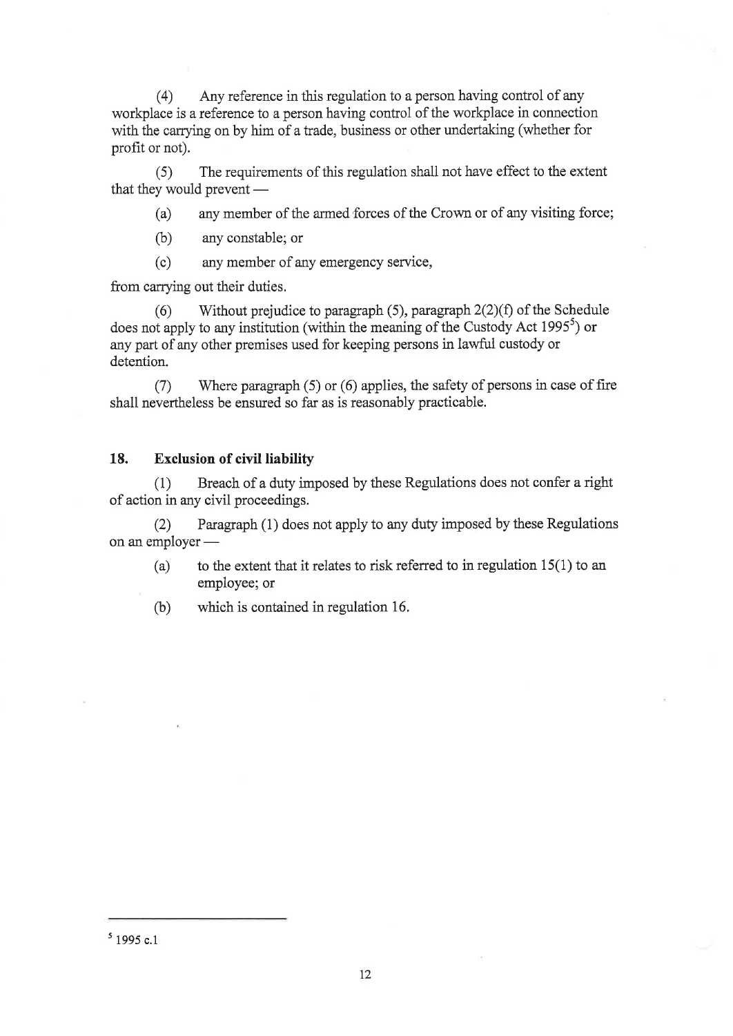(4) Any reference in this regulation to a person having control of any workplace is a reference to a person having control of the workplace in connection with the carrying on by him of a trade, business or other undertaking (whether for profit or not).

(5) The requirements of this regulation shall not have effect to the extent that they would prevent —

(a) any member of the armed forces of the Crown or of any visiting force;

(b) any constable; or

(c) any member of any emergency service,

from carrying out their duties.

(6) Without prejudice to paragraph (5), paragraph 2(2)(f) of the Schedule does not apply to any institution (within the meaning of the Custody Act 1995[5]) or any part of any other premises used for keeping persons in lawful custody or detention.

(7) Where paragraph (5) or (6) applies, the safety of persons in case of fire shall nevertheless be ensured so far as is reasonably practicable.

### 18. Exclusion of civil liability

(1) Breach of a duty imposed by these Regulations does not confer a right of action in any civil proceedings.

(2) Paragraph (1) does not apply to any duty imposed by these Regulations on an employer —

(a) to the extent that it relates to risk referred to in regulation 15(1) to an employee; or

(b) which is contained in regulation 16.

---

[5] 1995 c.1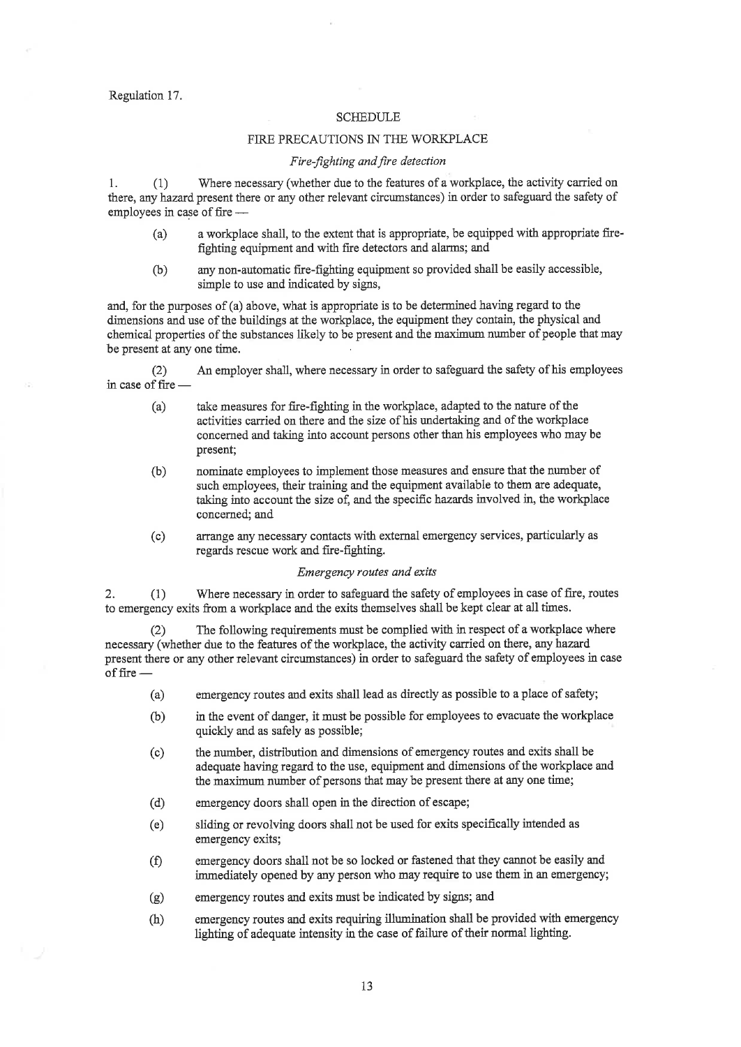Regulation 17.

## SCHEDULE

## FIRE PRECAUTIONS IN THE WORKPLACE

### *Fire-fighting and fire detection*

1. (1) Where necessary (whether due to the features of a workplace, the activity carried on there, any hazard present there or any other relevant circumstances) in order to safeguard the safety of employees in case of fire —

   (a) a workplace shall, to the extent that is appropriate, be equipped with appropriate fire-fighting equipment and with fire detectors and alarms; and

   (b) any non-automatic fire-fighting equipment so provided shall be easily accessible, simple to use and indicated by signs,

and, for the purposes of (a) above, what is appropriate is to be determined having regard to the dimensions and use of the buildings at the workplace, the equipment they contain, the physical and chemical properties of the substances likely to be present and the maximum number of people that may be present at any one time.

(2) An employer shall, where necessary in order to safeguard the safety of his employees in case of fire —

   (a) take measures for fire-fighting in the workplace, adapted to the nature of the activities carried on there and the size of his undertaking and of the workplace concerned and taking into account persons other than his employees who may be present;

   (b) nominate employees to implement those measures and ensure that the number of such employees, their training and the equipment available to them are adequate, taking into account the size of, and the specific hazards involved in, the workplace concerned; and

   (c) arrange any necessary contacts with external emergency services, particularly as regards rescue work and fire-fighting.

### *Emergency routes and exits*

2. (1) Where necessary in order to safeguard the safety of employees in case of fire, routes to emergency exits from a workplace and the exits themselves shall be kept clear at all times.

(2) The following requirements must be complied with in respect of a workplace where necessary (whether due to the features of the workplace, the activity carried on there, any hazard present there or any other relevant circumstances) in order to safeguard the safety of employees in case of fire —

   (a) emergency routes and exits shall lead as directly as possible to a place of safety;

   (b) in the event of danger, it must be possible for employees to evacuate the workplace quickly and as safely as possible;

   (c) the number, distribution and dimensions of emergency routes and exits shall be adequate having regard to the use, equipment and dimensions of the workplace and the maximum number of persons that may be present there at any one time;

   (d) emergency doors shall open in the direction of escape;

   (e) sliding or revolving doors shall not be used for exits specifically intended as emergency exits;

   (f) emergency doors shall not be so locked or fastened that they cannot be easily and immediately opened by any person who may require to use them in an emergency;

   (g) emergency routes and exits must be indicated by signs; and

   (h) emergency routes and exits requiring illumination shall be provided with emergency lighting of adequate intensity in the case of failure of their normal lighting.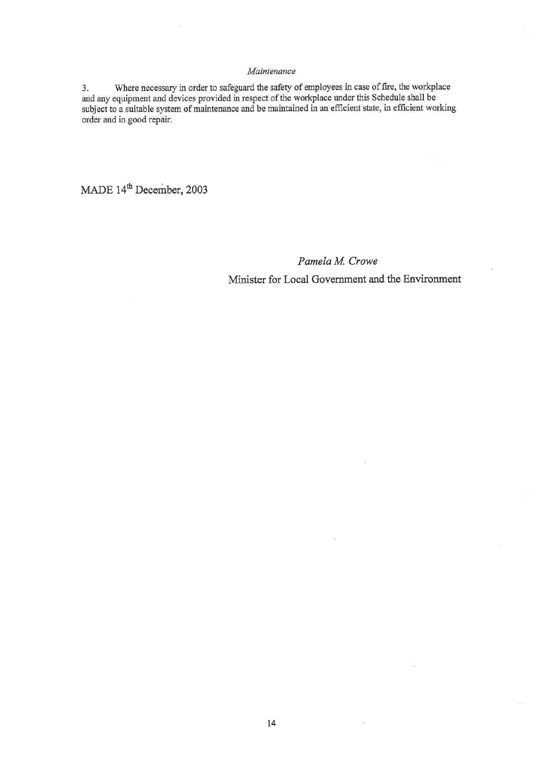*Maintenance*

3. Where necessary in order to safeguard the safety of employees in case of fire, the workplace and any equipment and devices provided in respect of the workplace under this Schedule shall be subject to a suitable system of maintenance and be maintained in an efficient state, in efficient working order and in good repair.

MADE 14th December, 2003

*Pamela M. Crowe*

Minister for Local Government and the Environment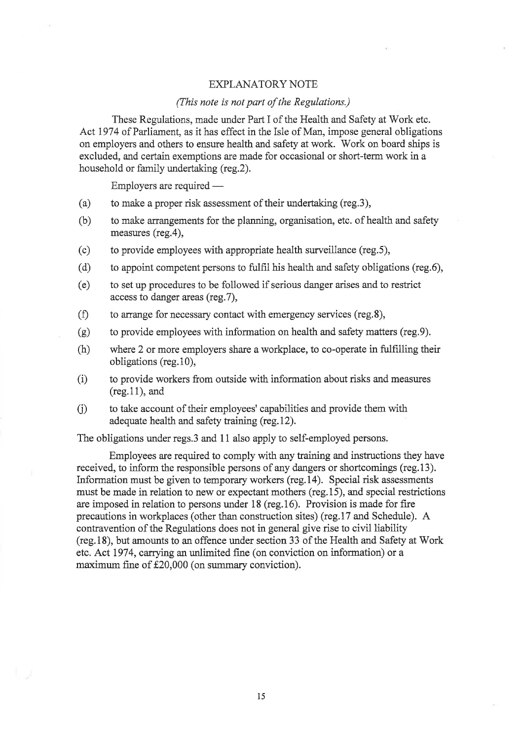# EXPLANATORY NOTE

*(This note is not part of the Regulations.)*

These Regulations, made under Part I of the Health and Safety at Work etc. Act 1974 of Parliament, as it has effect in the Isle of Man, impose general obligations on employers and others to ensure health and safety at work. Work on board ships is excluded, and certain exemptions are made for occasional or short-term work in a household or family undertaking (reg.2).

Employers are required —

(a) to make a proper risk assessment of their undertaking (reg.3),

(b) to make arrangements for the planning, organisation, etc. of health and safety measures (reg.4),

(c) to provide employees with appropriate health surveillance (reg.5),

(d) to appoint competent persons to fulfil his health and safety obligations (reg.6),

(e) to set up procedures to be followed if serious danger arises and to restrict access to danger areas (reg.7),

(f) to arrange for necessary contact with emergency services (reg.8),

(g) to provide employees with information on health and safety matters (reg.9).

(h) where 2 or more employers share a workplace, to co-operate in fulfilling their obligations (reg.10),

(i) to provide workers from outside with information about risks and measures (reg.11), and

(j) to take account of their employees' capabilities and provide them with adequate health and safety training (reg.12).

The obligations under regs.3 and 11 also apply to self-employed persons.

Employees are required to comply with any training and instructions they have received, to inform the responsible persons of any dangers or shortcomings (reg.13). Information must be given to temporary workers (reg.14). Special risk assessments must be made in relation to new or expectant mothers (reg.15), and special restrictions are imposed in relation to persons under 18 (reg.16). Provision is made for fire precautions in workplaces (other than construction sites) (reg.17 and Schedule). A contravention of the Regulations does not in general give rise to civil liability (reg.18), but amounts to an offence under section 33 of the Health and Safety at Work etc. Act 1974, carrying an unlimited fine (on conviction on information) or a maximum fine of £20,000 (on summary conviction).